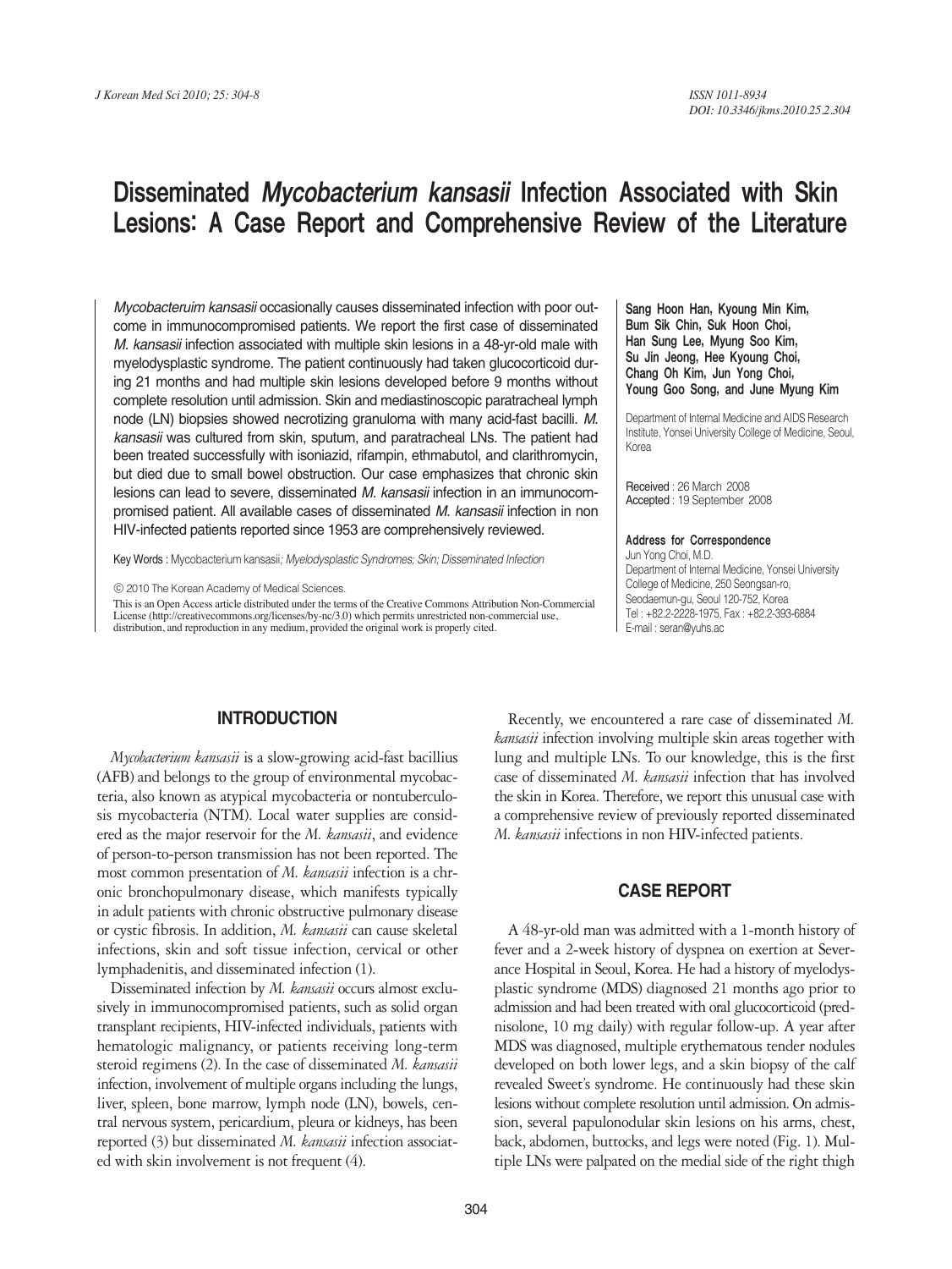# Disseminated *Mycobacterium kansasii* Infection Associated with Skin Lesions: A Case Report and Comprehensive Review of the Literature

*Mycobacteruim kansasii* occasionally causes disseminated infection with poor outcome in immunocompromised patients. We report the first case of disseminated *M. kansasii* infection associated with multiple skin lesions in a 48-yr-old male with myelodysplastic syndrome. The patient continuously had taken glucocorticoid during 21 months and had multiple skin lesions developed before 9 months without complete resolution until admission. Skin and mediastinoscopic paratracheal lymph node (LN) biopsies showed necrotizing granuloma with many acid-fast bacilli. *M. kansasii* was cultured from skin, sputum, and paratracheal LNs. The patient had been treated successfully with isoniazid, rifampin, ethmabutol, and clarithromycin, but died due to small bowel obstruction. Our case emphasizes that chronic skin lesions can lead to severe, disseminated *M. kansasii* infection in an immunocompromised patient. All available cases of disseminated *M. kansasii* infection in non HIV-infected patients reported since 1953 are comprehensively reviewed.

Key Words : Mycobacterium kansasii; *Myelodysplastic Syndromes; Skin; Disseminated Infection*

© 2010 The Korean Academy of Medical Sciences.

This is an Open Access article distributed under the terms of the Creative Commons Attribution Non-Commercial License (http://creativecommons.org/licenses/by-nc/3.0) which permits unrestricted non-commercial use, distribution, and reproduction in any medium, provided the original work is properly cited.

**Sang Hoon Han, Kyoung Min Kim, Bum Sik Chin, Suk Hoon Choi, Han Sung Lee, Myung Soo Kim, Su Jin Jeong, Hee Kyoung Choi, Chang Oh Kim, Jun Yong Choi, Young Goo Song, and June Myung Kim**

Department of Internal Medicine and AIDS Research Institute, Yonsei University College of Medicine, Seoul, Korea

**Received** : 26 March 2008
**Accepted** : 19 September 2008

**Address for Correspondence**
Jun Yong Choi, M.D.
Department of Internal Medicine, Yonsei University College of Medicine, 250 Seongsan-ro, Seodaemun-gu, Seoul 120-752, Korea
Tel : +82.2-2228-1975, Fax : +82.2-393-6884
E-mail : seran@yuhs.ac

## INTRODUCTION

*Mycobacterium kansasii* is a slow-growing acid-fast bacillius (AFB) and belongs to the group of environmental mycobacteria, also known as atypical mycobacteria or nontuberculosis mycobacteria (NTM). Local water supplies are considered as the major reservoir for the *M. kansasii*, and evidence of person-to-person transmission has not been reported. The most common presentation of *M. kansasii* infection is a chronic bronchopulmonary disease, which manifests typically in adult patients with chronic obstructive pulmonary disease or cystic fibrosis. In addition, *M. kansasii* can cause skeletal infections, skin and soft tissue infection, cervical or other lymphadenitis, and disseminated infection (1).

Disseminated infection by *M. kansasii* occurs almost exclusively in immunocompromised patients, such as solid organ transplant recipients, HIV-infected individuals, patients with hematologic malignancy, or patients receiving long-term steroid regimens (2). In the case of disseminated *M. kansasii* infection, involvement of multiple organs including the lungs, liver, spleen, bone marrow, lymph node (LN), bowels, central nervous system, pericardium, pleura or kidneys, has been reported (3) but disseminated *M. kansasii* infection associated with skin involvement is not frequent (4).

Recently, we encountered a rare case of disseminated *M. kansasii* infection involving multiple skin areas together with lung and multiple LNs. To our knowledge, this is the first case of disseminated *M. kansasii* infection that has involved the skin in Korea. Therefore, we report this unusual case with a comprehensive review of previously reported disseminated *M. kansasii* infections in non HIV-infected patients.

## CASE REPORT

A 48-yr-old man was admitted with a 1-month history of fever and a 2-week history of dyspnea on exertion at Severance Hospital in Seoul, Korea. He had a history of myelodysplastic syndrome (MDS) diagnosed 21 months ago prior to admission and had been treated with oral glucocorticoid (prednisolone, 10 mg daily) with regular follow-up. A year after MDS was diagnosed, multiple erythematous tender nodules developed on both lower legs, and a skin biopsy of the calf revealed Sweet's syndrome. He continuously had these skin lesions without complete resolution until admission. On admission, several papulonodular skin lesions on his arms, chest, back, abdomen, buttocks, and legs were noted (Fig. 1). Multiple LNs were palpated on the medial side of the right thigh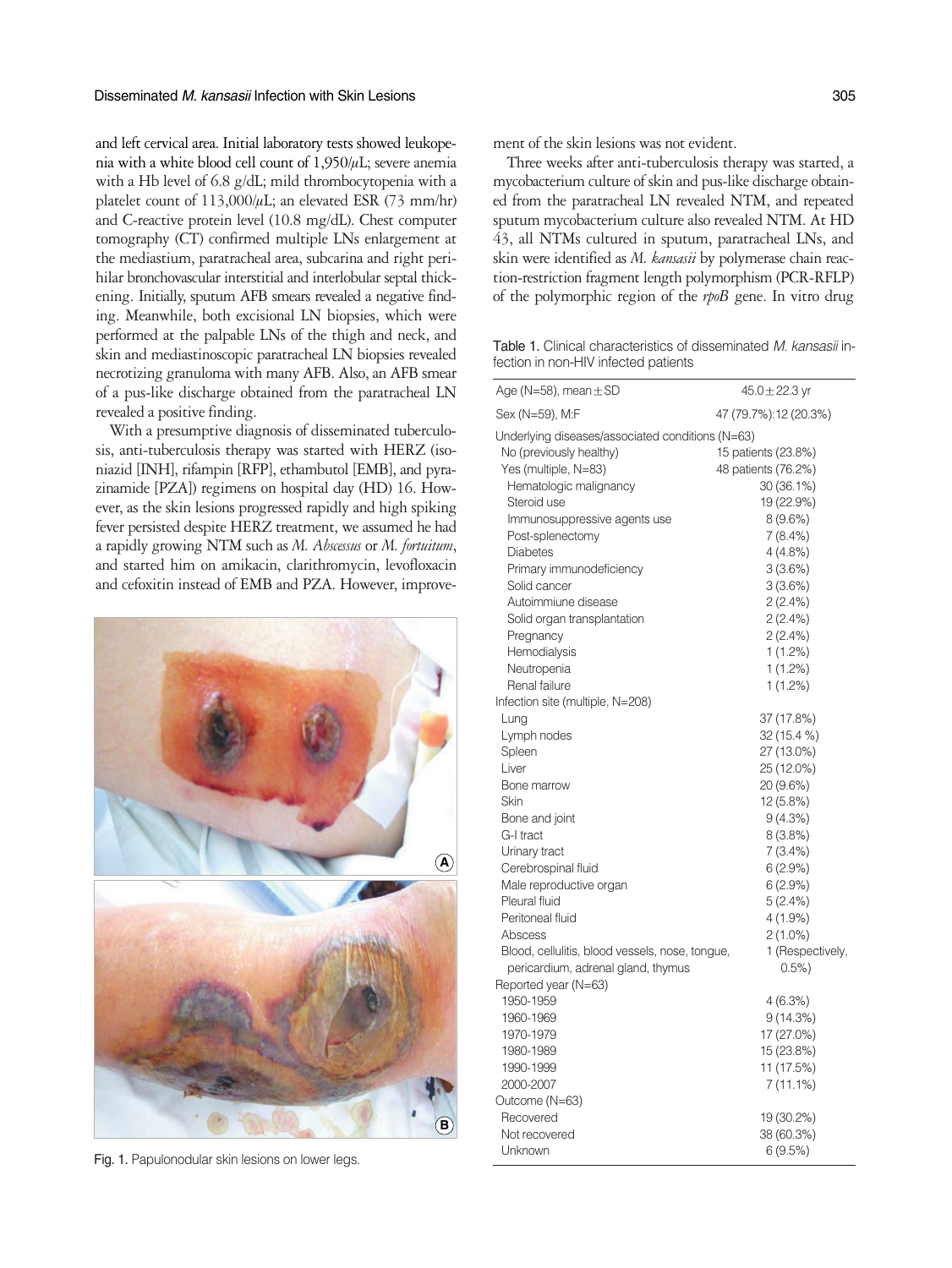and left cervical area. Initial laboratory tests showed leukopenia with a white blood cell count of 1,950/μL; severe anemia with a Hb level of 6.8 g/dL; mild thrombocytopenia with a platelet count of 113,000/μL; an elevated ESR (73 mm/hr) and C-reactive protein level (10.8 mg/dL). Chest computer tomography (CT) confirmed multiple LNs enlargement at the mediastium, paratracheal area, subcarina and right perihilar bronchovascular interstitial and interlobular septal thickening. Initially, sputum AFB smears revealed a negative finding. Meanwhile, both excisional LN biopsies, which were performed at the palpable LNs of the thigh and neck, and skin and mediastinoscopic paratracheal LN biopsies revealed necrotizing granuloma with many AFB. Also, an AFB smear of a pus-like discharge obtained from the paratracheal LN revealed a positive finding.

With a presumptive diagnosis of disseminated tuberculosis, anti-tuberculosis therapy was started with HERZ (isoniazid [INH], rifampin [RFP], ethambutol [EMB], and pyrazinamide [PZA]) regimens on hospital day (HD) 16. However, as the skin lesions progressed rapidly and high spiking fever persisted despite HERZ treatment, we assumed he had a rapidly growing NTM such as *M. Abscessus* or *M. fortuitum*, and started him on amikacin, clarithromycin, levofloxacin and cefoxitin instead of EMB and PZA. However, improvement of the skin lesions was not evident.

Fig. 1. Papulonodular skin lesions on lower legs.

Three weeks after anti-tuberculosis therapy was started, a mycobacterium culture of skin and pus-like discharge obtained from the paratracheal LN revealed NTM, and repeated sputum mycobacterium culture also revealed NTM. At HD 43, all NTMs cultured in sputum, paratracheal LNs, and skin were identified as *M. kansasii* by polymerase chain reaction-restriction fragment length polymorphism (PCR-RFLP) of the polymorphic region of the *rpoB* gene. In vitro drug

Table 1. Clinical characteristics of disseminated *M. kansasii* infection in non-HIV infected patients

| | |
|---|---|
| Age (N=58), mean±SD | 45.0±22.3 yr |
| Sex (N=59), M:F | 47 (79.7%):12 (20.3%) |
| Underlying diseases/associated conditions (N=63) | |
| No (previously healthy) | 15 patients (23.8%) |
| Yes (multiple, N=83) | 48 patients (76.2%) |
| Hematologic malignancy | 30 (36.1%) |
| Steroid use | 19 (22.9%) |
| Immunosuppressive agents use | 8 (9.6%) |
| Post-splenectomy | 7 (8.4%) |
| Diabetes | 4 (4.8%) |
| Primary immunodeficiency | 3 (3.6%) |
| Solid cancer | 3 (3.6%) |
| Autoimmiune disease | 2 (2.4%) |
| Solid organ transplantation | 2 (2.4%) |
| Pregnancy | 2 (2.4%) |
| Hemodialysis | 1 (1.2%) |
| Neutropenia | 1 (1.2%) |
| Renal failure | 1 (1.2%) |
| Infection site (multiple, N=208) | |
| Lung | 37 (17.8%) |
| Lymph nodes | 32 (15.4 %) |
| Spleen | 27 (13.0%) |
| Liver | 25 (12.0%) |
| Bone marrow | 20 (9.6%) |
| Skin | 12 (5.8%) |
| Bone and joint | 9 (4.3%) |
| G-I tract | 8 (3.8%) |
| Urinary tract | 7 (3.4%) |
| Cerebrospinal fluid | 6 (2.9%) |
| Male reproductive organ | 6 (2.9%) |
| Pleural fluid | 5 (2.4%) |
| Peritoneal fluid | 4 (1.9%) |
| Abscess | 2 (1.0%) |
| Blood, cellulitis, blood vessels, nose, tongue, pericardium, adrenal gland, thymus | 1 (Respectively, 0.5%) |
| Reported year (N=63) | |
| 1950-1959 | 4 (6.3%) |
| 1960-1969 | 9 (14.3%) |
| 1970-1979 | 17 (27.0%) |
| 1980-1989 | 15 (23.8%) |
| 1990-1999 | 11 (17.5%) |
| 2000-2007 | 7 (11.1%) |
| Outcome (N=63) | |
| Recovered | 19 (30.2%) |
| Not recovered | 38 (60.3%) |
| Unknown | 6 (9.5%) |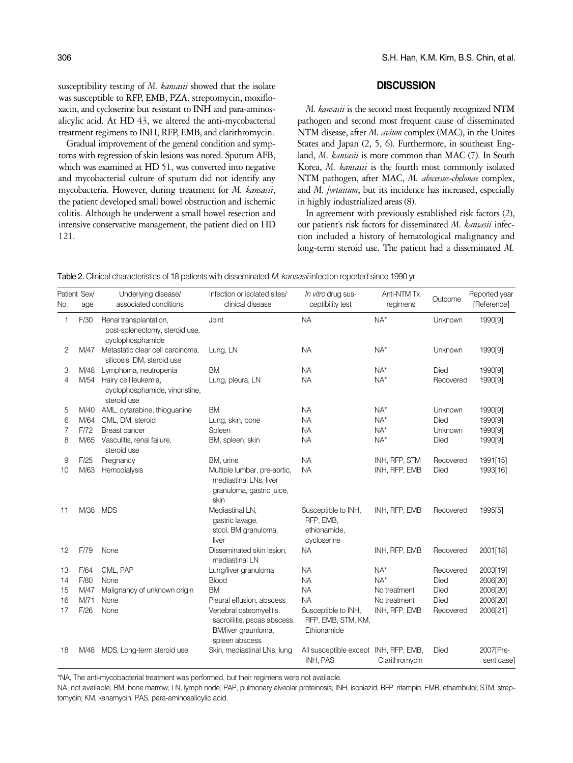susceptibility testing of *M. kansasii* showed that the isolate was susceptible to RFP, EMB, PZA, streptomycin, moxifloxacin, and cycloserine but resistant to INH and para-aminosalicylic acid. At HD 43, we altered the anti-mycobacterial treatment regimens to INH, RFP, EMB, and clarithromycin.

Gradual improvement of the general condition and symptoms with regression of skin lesions was noted. Sputum AFB, which was examined at HD 51, was converted into negative and mycobacterial culture of sputum did not identify any mycobacteria. However, during treatment for *M. kansasii*, the patient developed small bowel obstruction and ischemic colitis. Although he underwent a small bowel resection and intensive conservative management, the patient died on HD 121.

## DISCUSSION

*M. kansasii* is the second most frequently recognized NTM pathogen and second most frequent cause of disseminated NTM disease, after *M. avium* complex (MAC), in the Unites States and Japan (2, 5, 6). Furthermore, in southeast England, *M. kansasii* is more common than MAC (7). In South Korea, *M. kansasii* is the fourth most commonly isolated NTM pathogen, after MAC, *M. abscessus-chelonae* complex, and *M. fortuitum*, but its incidence has increased, especially in highly industrialized areas (8).

In agreement with previously established risk factors (2), our patient's risk factors for disseminated *M. kansasii* infection included a history of hematological malignancy and long-term steroid use. The patient had a disseminated *M.*

Table 2. Clinical characteristics of 18 patients with disseminated *M. kansasii* infection reported since 1990 yr

| Patient No. | Sex/ age | Underlying disease/ associated conditions | Infection or isolated sites/ clinical disease | *In vitro* drug susceptibility test | Anti-NTM Tx regimens | Outcome | Reported year [Reference] |
|---|---|---|---|---|---|---|---|
| 1 | F/30 | Renal transplantation, post-splenectomy, steroid use, cyclophosphamide | Joint | NA | NA* | Unknown | 1990[9] |
| 2 | M/47 | Metastatic clear cell carcinoma, silicosis, DM, steroid use | Lung, LN | NA | NA* | Unknown | 1990[9] |
| 3 | M/48 | Lymphoma, neutropenia | BM | NA | NA* | Died | 1990[9] |
| 4 | M/54 | Hairy cell leukemia, cyclophosphamide, vincristine, steroid use | Lung, pleura, LN | NA | NA* | Recovered | 1990[9] |
| 5 | M/40 | AML, cytarabine, thioguanine | BM | NA | NA* | Unknown | 1990[9] |
| 6 | M/64 | CML, DM, steroid | Lung, skin, bone | NA | NA* | Died | 1990[9] |
| 7 | F/72 | Breast cancer | Spleen | NA | NA* | Unknown | 1990[9] |
| 8 | M/65 | Vasculitis, renal failure, steroid use | BM, spleen, skin | NA | NA* | Died | 1990[9] |
| 9 | F/25 | Pregnancy | BM, urine | NA | INH, RFP, STM | Recovered | 1991[15] |
| 10 | M/63 | Hemodialysis | Multiple lumbar, pre-aortic, mediastinal LNs, liver granuloma, gastric juice, skin | NA | INH, RFP, EMB | Died | 1993[16] |
| 11 | M/38 | MDS | Mediastinal LN, gastric lavage, stool, BM granuloma, liver | Susceptible to INH, RFP, EMB, ethionamide, cycloserine | INH, RFP, EMB | Recovered | 1995[5] |
| 12 | F/79 | None | Disseminated skin lesion, mediastinal LN | NA | INH, RFP, EMB | Recovered | 2001[18] |
| 13 | F/64 | CML, PAP | Lung/liver granuloma | NA | NA* | Recovered | 2003[19] |
| 14 | F/80 | None | Blood | NA | NA* | Died | 2006[20] |
| 15 | M/47 | Malignancy of unknown origin | BM | NA | No treatment | Died | 2006[20] |
| 16 | M/71 | None | Pleural effusion, abscess | NA | No treatment | Died | 2006[20] |
| 17 | F/26 | None | Vertebral osteomyelitis, sacroiliitis, psoas abscess, BM/liver graunloma, spleen abscess | Susceptible to INH, RFP, EMB, STM, KM, Ethionamide | INH, RFP, EMB | Recovered | 2006[21] |
| 18 | M/48 | MDS, Long-term steroid use | Skin, mediastinal LNs, lung | All susceptible except INH, PAS | INH, RFP, EMB, Clarithromycin | Died | 2007[Present case] |

*NA, The anti-mycobacterial treatment was performed, but their regimens were not available.

NA, not available; BM, bone marrow; LN, lymph node; PAP, pulmonary alveolar proteinosis; INH, isoniazid; RFP, rifampin; EMB, ethambutol; STM, streptomycin; KM, kanamycin; PAS, para-aminosalicylic acid.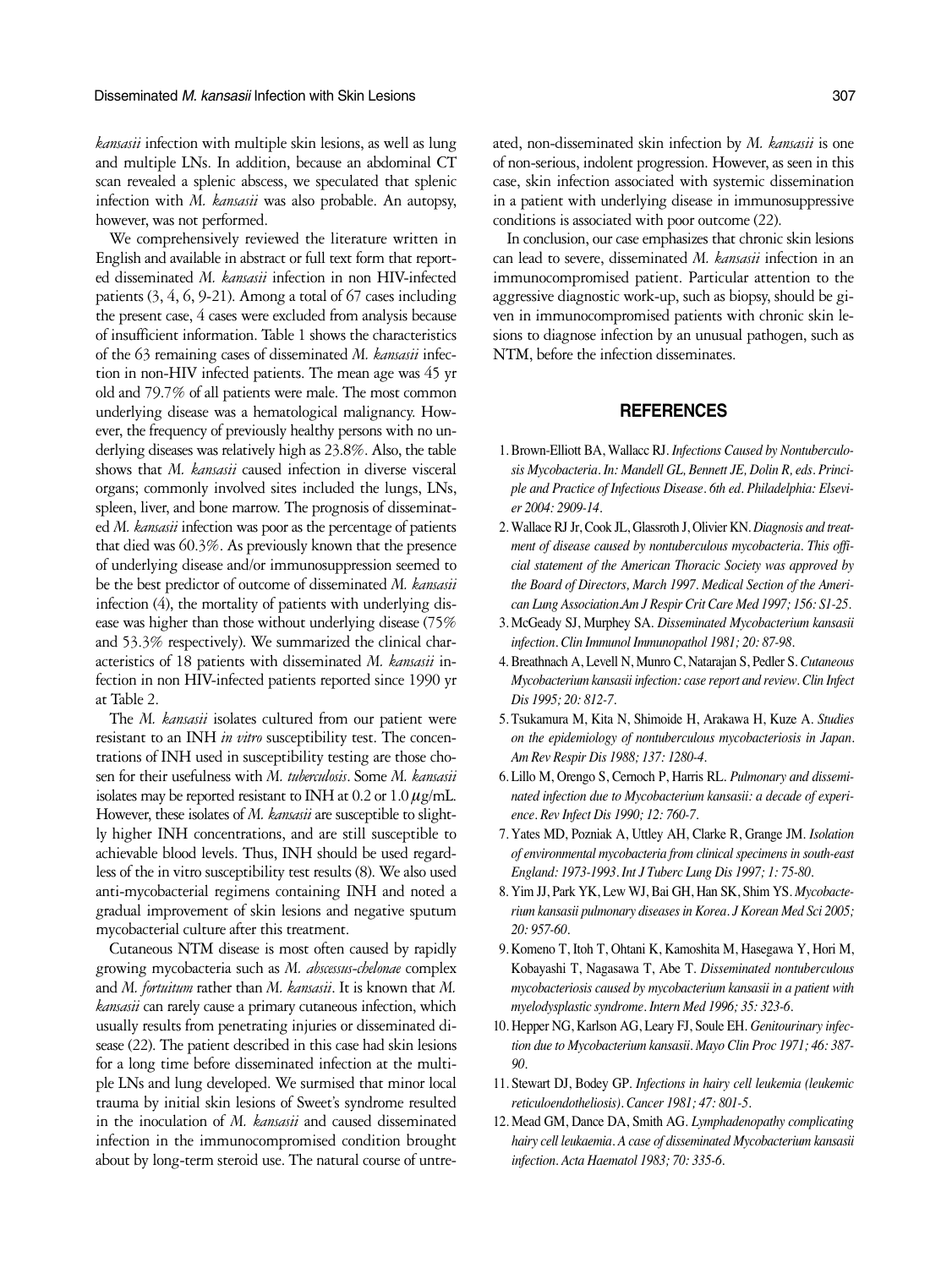*kansasii* infection with multiple skin lesions, as well as lung and multiple LNs. In addition, because an abdominal CT scan revealed a splenic abscess, we speculated that splenic infection with *M. kansasii* was also probable. An autopsy, however, was not performed.

We comprehensively reviewed the literature written in English and available in abstract or full text form that reported disseminated *M. kansasii* infection in non HIV-infected patients (3, 4, 6, 9-21). Among a total of 67 cases including the present case, 4 cases were excluded from analysis because of insufficient information. Table 1 shows the characteristics of the 63 remaining cases of disseminated *M. kansasii* infection in non-HIV infected patients. The mean age was 45 yr old and 79.7% of all patients were male. The most common underlying disease was a hematological malignancy. However, the frequency of previously healthy persons with no underlying diseases was relatively high as 23.8%. Also, the table shows that *M. kansasii* caused infection in diverse visceral organs; commonly involved sites included the lungs, LNs, spleen, liver, and bone marrow. The prognosis of disseminated *M. kansasii* infection was poor as the percentage of patients that died was 60.3%. As previously known that the presence of underlying disease and/or immunosuppression seemed to be the best predictor of outcome of disseminated *M. kansasii* infection (4), the mortality of patients with underlying disease was higher than those without underlying disease (75% and 53.3% respectively). We summarized the clinical characteristics of 18 patients with disseminated *M. kansasii* infection in non HIV-infected patients reported since 1990 yr at Table 2.

The *M. kansasii* isolates cultured from our patient were resistant to an INH *in vitro* susceptibility test. The concentrations of INH used in susceptibility testing are those chosen for their usefulness with *M. tuberculosis*. Some *M. kansasii* isolates may be reported resistant to INH at 0.2 or 1.0 $\mu$g/mL. However, these isolates of *M. kansasii* are susceptible to slightly higher INH concentrations, and are still susceptible to achievable blood levels. Thus, INH should be used regardless of the in vitro susceptibility test results (8). We also used anti-mycobacterial regimens containing INH and noted a gradual improvement of skin lesions and negative sputum mycobacterial culture after this treatment.

Cutaneous NTM disease is most often caused by rapidly growing mycobacteria such as *M. abscessus-chelonae* complex and *M. fortuitum* rather than *M. kansasii*. It is known that *M. kansasii* can rarely cause a primary cutaneous infection, which usually results from penetrating injuries or disseminated disease (22). The patient described in this case had skin lesions for a long time before disseminated infection at the multiple LNs and lung developed. We surmised that minor local trauma by initial skin lesions of Sweet's syndrome resulted in the inoculation of *M. kansasii* and caused disseminated infection in the immunocompromised condition brought about by long-term steroid use. The natural course of untreated, non-disseminated skin infection by *M. kansasii* is one of non-serious, indolent progression. However, as seen in this case, skin infection associated with systemic dissemination in a patient with underlying disease in immunosuppressive conditions is associated with poor outcome (22).

In conclusion, our case emphasizes that chronic skin lesions can lead to severe, disseminated *M. kansasii* infection in an immunocompromised patient. Particular attention to the aggressive diagnostic work-up, such as biopsy, should be given in immunocompromised patients with chronic skin lesions to diagnose infection by an unusual pathogen, such as NTM, before the infection disseminates.

## REFERENCES

1. Brown-Elliott BA, Wallacc RJ. *Infections Caused by Nontuberculosis Mycobacteria. In: Mandell GL, Bennett JE, Dolin R, eds. Principle and Practice of Infectious Disease. 6th ed. Philadelphia: Elsevier 2004: 2909-14.*
2. Wallace RJ Jr, Cook JL, Glassroth J, Olivier KN. *Diagnosis and treatment of disease caused by nontuberculous mycobacteria. This official statement of the American Thoracic Society was approved by the Board of Directors, March 1997. Medical Section of the American Lung Association.Am J Respir Crit Care Med 1997; 156: S1-25.*
3. McGeady SJ, Murphey SA. *Disseminated Mycobacterium kansasii infection. Clin Immunol Immunopathol 1981; 20: 87-98.*
4. Breathnach A, Levell N, Munro C, Natarajan S, Pedler S. *Cutaneous Mycobacterium kansasii infection: case report and review. Clin Infect Dis 1995; 20: 812-7.*
5. Tsukamura M, Kita N, Shimoide H, Arakawa H, Kuze A. *Studies on the epidemiology of nontuberculous mycobacteriosis in Japan. Am Rev Respir Dis 1988; 137: 1280-4.*
6. Lillo M, Orengo S, Cernoch P, Harris RL. *Pulmonary and disseminated infection due to Mycobacterium kansasii: a decade of experience. Rev Infect Dis 1990; 12: 760-7.*
7. Yates MD, Pozniak A, Uttley AH, Clarke R, Grange JM. *Isolation of environmental mycobacteria from clinical specimens in south-east England: 1973-1993. Int J Tuberc Lung Dis 1997; 1: 75-80.*
8. Yim JJ, Park YK, Lew WJ, Bai GH, Han SK, Shim YS. *Mycobacterium kansasii pulmonary diseases in Korea. J Korean Med Sci 2005; 20: 957-60.*
9. Komeno T, Itoh T, Ohtani K, Kamoshita M, Hasegawa Y, Hori M, Kobayashi T, Nagasawa T, Abe T. *Disseminated nontuberculous mycobacteriosis caused by mycobacterium kansasii in a patient with myelodysplastic syndrome. Intern Med 1996; 35: 323-6.*
10. Hepper NG, Karlson AG, Leary FJ, Soule EH. *Genitourinary infection due to Mycobacterium kansasii. Mayo Clin Proc 1971; 46: 387-90.*
11. Stewart DJ, Bodey GP. *Infections in hairy cell leukemia (leukemic reticuloendotheliosis). Cancer 1981; 47: 801-5.*
12. Mead GM, Dance DA, Smith AG. *Lymphadenopathy complicating hairy cell leukaemia. A case of disseminated Mycobacterium kansasii infection. Acta Haematol 1983; 70: 335-6.*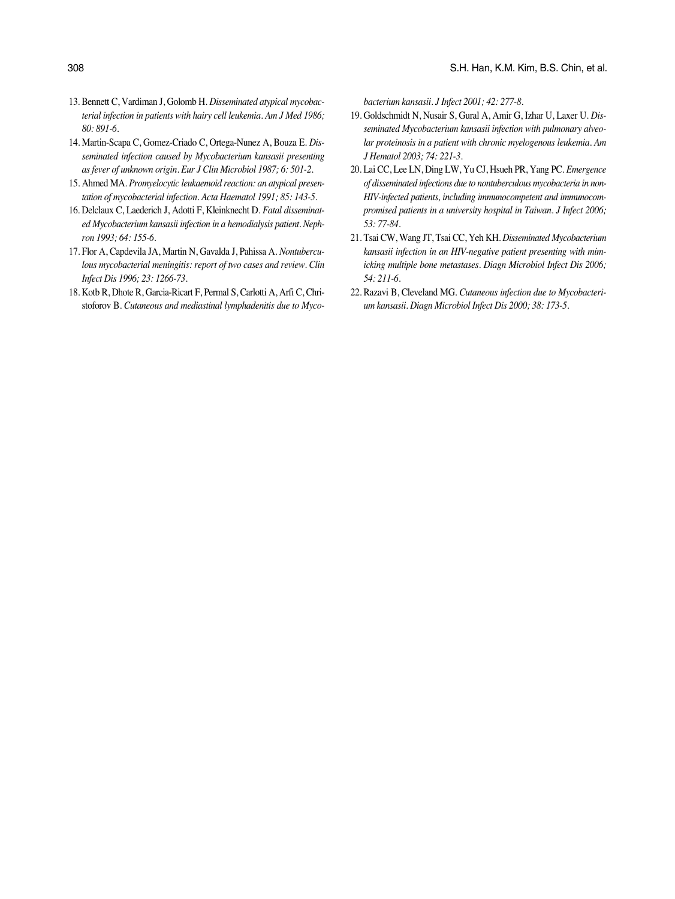13. Bennett C, Vardiman J, Golomb H. *Disseminated atypical mycobacterial infection in patients with hairy cell leukemia*. *Am J Med 1986; 80: 891-6*.
14. Martin-Scapa C, Gomez-Criado C, Ortega-Nunez A, Bouza E. *Disseminated infection caused by Mycobacterium kansasii presenting as fever of unknown origin*. *Eur J Clin Microbiol 1987; 6: 501-2*.
15. Ahmed MA. *Promyelocytic leukaemoid reaction: an atypical presentation of mycobacterial infection*. *Acta Haematol 1991; 85: 143-5*.
16. Delclaux C, Laederich J, Adotti F, Kleinknecht D. *Fatal disseminated Mycobacterium kansasii infection in a hemodialysis patient*. *Nephron 1993; 64: 155-6*.
17. Flor A, Capdevila JA, Martin N, Gavalda J, Pahissa A. *Nontuberculous mycobacterial meningitis: report of two cases and review*. *Clin Infect Dis 1996; 23: 1266-73*.
18. Kotb R, Dhote R, Garcia-Ricart F, Permal S, Carlotti A, Arfi C, Christoforov B. *Cutaneous and mediastinal lymphadenitis due to Mycobacterium kansasii*. *J Infect 2001; 42: 277-8*.
19. Goldschmidt N, Nusair S, Gural A, Amir G, Izhar U, Laxer U. *Disseminated Mycobacterium kansasii infection with pulmonary alveolar proteinosis in a patient with chronic myelogenous leukemia*. *Am J Hematol 2003; 74: 221-3*.
20. Lai CC, Lee LN, Ding LW, Yu CJ, Hsueh PR, Yang PC. *Emergence of disseminated infections due to nontuberculous mycobacteria in non-HIV-infected patients, including immunocompetent and immunocompromised patients in a university hospital in Taiwan*. *J Infect 2006; 53: 77-84*.
21. Tsai CW, Wang JT, Tsai CC, Yeh KH. *Disseminated Mycobacterium kansasii infection in an HIV-negative patient presenting with mimicking multiple bone metastases*. *Diagn Microbiol Infect Dis 2006; 54: 211-6*.
22. Razavi B, Cleveland MG. *Cutaneous infection due to Mycobacterium kansasii*. *Diagn Microbiol Infect Dis 2000; 38: 173-5*.